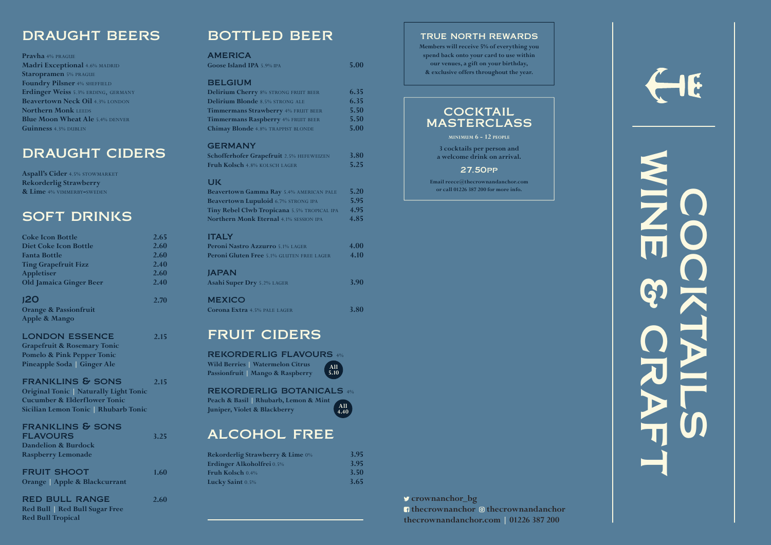## DRAUGHT BEERS

**Pravha** 4% PRAGUE
**Madri Exceptional** 4.6% MADRID
**Staropramen** 5% PRAGUE
**Foundry Pilsner** 4% SHEFFIELD
**Erdinger Weiss** 5.3% ERDING, GERMANY
**Beavertown Neck Oil** 4.3% LONDON
**Northern Monk** LEEDS
**Blue Moon Wheat Ale** 5.4% DENVER
**Guinness** 4.3% DUBLIN

## DRAUGHT CIDERS

**Aspall's Cider** 4.5% STOWMARKET
**Rekorderlig Strawberry & Lime** 4% VIMMERBY-SWEDEN

## SOFT DRINKS

| | |
|---|---|
| Coke Icon Bottle | 2.65 |
| Diet Coke Icon Bottle | 2.60 |
| Fanta Bottle | 2.60 |
| Ting Grapefruit Fizz | 2.40 |
| Appletiser | 2.60 |
| Old Jamaica Ginger Beer | 2.40 |

### J20 — 2.70
Orange & Passionfruit
Apple & Mango

### LONDON ESSENCE — 2.15
Grapefruit & Rosemary Tonic
Pomelo & Pink Pepper Tonic
Pineapple Soda | Ginger Ale

### FRANKLINS & SONS — 2.15
Original Tonic | Naturally Light Tonic
Cucumber & Elderflower Tonic
Sicilian Lemon Tonic | Rhubarb Tonic

### FRANKLINS & SONS FLAVOURS — 3.25
Dandelion & Burdock
Raspberry Lemonade

### FRUIT SHOOT — 1.60
Orange | Apple & Blackcurrant

### RED BULL RANGE — 2.60
Red Bull | Red Bull Sugar Free
Red Bull Tropical

## BOTTLED BEER

### AMERICA

| | |
|---|---|
| **Goose Island IPA** 5.9% IPA | 5.00 |

### BELGIUM

| | |
|---|---|
| **Delirium Cherry** 8% STRONG FRUIT BEER | 6.35 |
| **Delirium Blonde** 8.5% STRONG ALE | 6.35 |
| **Timmermans Strawberry** 4% FRUIT BEER | 5.50 |
| **Timmermans Raspberry** 4% FRUIT BEER | 5.50 |
| **Chimay Blonde** 4.8% TRAPPIST BLONDE | 5.00 |

### GERMANY

| | |
|---|---|
| **Schofferhofer Grapefruit** 2.5% HEFEWEIZEN | 3.80 |
| **Fruh Kolsch** 4.8% KOLSCH LAGER | 5.25 |

### UK

| | |
|---|---|
| **Beavertown Gamma Ray** 5.4% AMERICAN PALE | 5.20 |
| **Beavertown Lupuloid** 6.7% STRONG IPA | 5.95 |
| **Tiny Rebel Clwb Tropicana** 5.5% TROPICAL IPA | 4.95 |
| **Northern Monk Eternal** 4.1% SESSION IPA | 4.85 |

### ITALY

| | |
|---|---|
| **Peroni Nastro Azzurro** 5.1% LAGER | 4.00 |
| **Peroni Gluten Free** 5.1% GLUTEN FREE LAGER | 4.10 |

### JAPAN

| | |
|---|---|
| **Asahi Super Dry** 5.2% LAGER | 3.90 |

### MEXICO

| | |
|---|---|
| **Corona Extra** 4.5% PALE LAGER | 3.80 |

## FRUIT CIDERS

### REKORDERLIG FLAVOURS 4%
Wild Berries | Watermelon Citrus
Passionfruit | Mango & Raspberry
All 5.10

### REKORDERLIG BOTANICALS 4%
Peach & Basil | Rhubarb, Lemon & Mint
Juniper, Violet & Blackberry
All 4.40

## ALCOHOL FREE

| | |
|---|---|
| Rekorderlig Strawberry & Lime 0% | 3.95 |
| Erdinger Alkoholfrei 0.5% | 3.95 |
| Fruh Kolsch 0.4% | 3.50 |
| Lucky Saint 0.5% | 3.65 |

## TRUE NORTH REWARDS

Members will receive 5% of everything you spend back onto your card to use within our venues, a gift on your birthday, & exclusive offers throughout the year.

## COCKTAIL MASTERCLASS

MINIMUM 6 - 12 PEOPLE

3 cocktails per person and a welcome drink on arrival.

27.50PP

Email reece@thecrownandanchor.com or call 01226 387 200 for more info.

crownanchor_bg
thecrownanchor thecrownandanchor
thecrownandanchor.com | 01226 387 200

# COCKTAILS WINE & CRAFT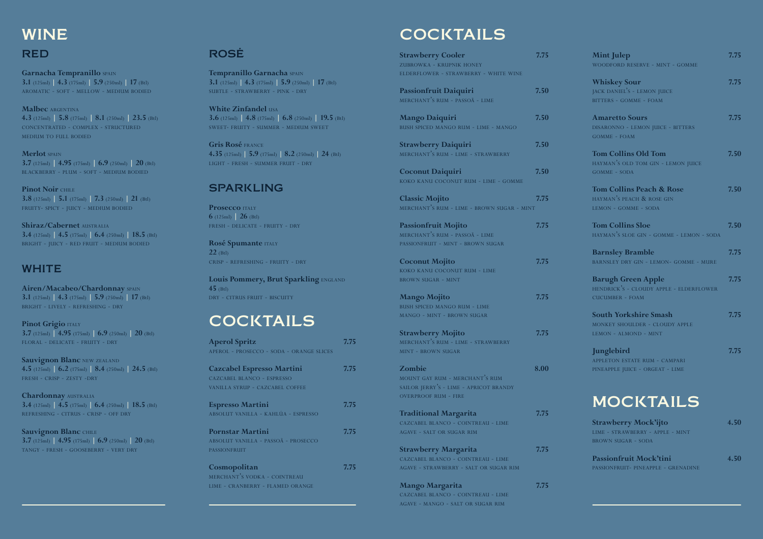# WINE

## RED

**Garnacha Tempranillo** SPAIN
**3.1** (125ml) | **4.3** (175ml) | **5.9** (250ml) | **17** (Btl)
AROMATIC - SOFT - MELLOW - MEDIUM BODIED

**Malbec** ARGENTINA
**4.3** (125ml) | **5.8** (175ml) | **8.1** (250ml) | **23.5** (Btl)
CONCENTRATED - COMPLEX - STRUCTURED
MEDIUM TO FULL BODIED

**Merlot** SPAIN
**3.7** (125ml) | **4.95** (175ml) | **6.9** (250ml) | **20** (Btl)
BLACKBERRY - PLUM - SOFT - MEDIUM BODIED

**Pinot Noir** CHILE
**3.8** (125ml) | **5.1** (175ml) | **7.3** (250ml) | **21** (Btl)
FRUITY- SPICY - JUICY - MEDIUM BODIED

**Shiraz/Cabernet** AUSTRALIA
**3.4** (125ml) | **4.5** (175ml) | **6.4** (250ml) | **18.5** (Btl)
BRIGHT - JUICY - RED FRUIT - MEDIUM BODIED

## WHITE

**Airen/Macabeo/Chardonnay** SPAIN
**3.1** (125ml) | **4.3** (175ml) | **5.9** (250ml) | **17** (Btl)
BRIGHT - LIVELY - REFRESHING - DRY

**Pinot Grigio** ITALY
**3.7** (125ml) | **4.95** (175ml) | **6.9** (250ml) | **20** (Btl)
FLORAL - DELICATE - FRUITY - DRY

**Sauvignon Blanc** NEW ZEALAND
**4.5** (125ml) | **6.2** (175ml) | **8.4** (250ml) | **24.5** (Btl)
FRESH - CRISP - ZESTY -DRY

**Chardonnay** AUSTRALIA
**3.4** (125ml) | **4.5** (175ml) | **6.4** (250ml) | **18.5** (Btl)
REFRESHING - CITRUS - CRISP - OFF DRY

**Sauvignon Blanc** CHILE
**3.7** (125ml) | **4.95** (175ml) | **6.9** (250ml) | **20** (Btl)
TANGY - FRESH - GOOSEBERRY - VERY DRY

## ROSÈ

**Tempranillo Garnacha** SPAIN
**3.1** (125ml) | **4.3** (175ml) | **5.9** (250ml) | **17** (Btl)
SUBTLE - STRAWBERRY - PINK - DRY

**White Zinfandel** USA
**3.6** (125ml) | **4.8** (175ml) | **6.8** (250ml) | **19.5** (Btl)
SWEET- FRUITY - SUMMER - MEDIUM SWEET

**Gris Rosé** FRANCE
**4.35** (125ml) | **5.9** (175ml) | **8.2** (250ml) | **24** (Btl)
LIGHT - FRESH - SUMMER FRUIT - DRY

## SPARKLING

**Prosecco** ITALY
**6** (125ml) | **26** (Btl)
FRESH - DELICATE - FRUITY - DRY

**Rosé Spumante** ITALY
**22** (Btl)
CRISP - REFRESHING - FRUITY - DRY

**Louis Pommery, Brut Sparkling** ENGLAND
**45** (Btl)
DRY - CITRUS FRUIT - BISCUITY

# COCKTAILS

**Aperol Spritz** 7.75
APEROL - PROSECCO - SODA - ORANGE SLICES

**Cazcabel Espresso Martini** 7.75
CAZCABEL BLANCO - ESPRESSO
VANILLA SYRUP - CAZCABEL COFFEE

**Espresso Martini** 7.75
ABSOLUT VANILLA - KAHLÚA - ESPRESSO

**Pornstar Martini** 7.75
ABSOLUT VANILLA - PASSOÃ - PROSECCO
PASSIONFRUIT

**Cosmopolitan** 7.75
MERCHANT'S VODKA - COINTREAU
LIME - CRANBERRY - FLAMED ORANGE

# COCKTAILS

**Strawberry Cooler** 7.75
ZUBROWKA - KRUPNIK HONEY
ELDERFLOWER - STRAWBERRY - WHITE WINE

**Passionfruit Daiquiri** 7.50
MERCHANT'S RUM - PASSOÃ - LIME

**Mango Daiquiri** 7.50
BUSH SPICED MANGO RUM - LIME - MANGO

**Strawberry Daiquiri** 7.50
MERCHANT'S RUM - LIME - STRAWBERRY

**Coconut Daiquiri** 7.50
KOKO KANU COCONUT RUM - LIME - GOMME

**Classic Mojito** 7.75
MERCHANT'S RUM - LIME - BROWN SUGAR - MINT

**Passionfruit Mojito** 7.75
MERCHANT'S RUM - PASSOÃ - LIME
PASSIONFRUIT - MINT - BROWN SUGAR

**Coconut Mojito** 7.75
KOKO KANU COCONUT RUM - LIME
BROWN SUGAR - MINT

**Mango Mojito** 7.75
BUSH SPICED MANGO RUM - LIME
MANGO - MINT - BROWN SUGAR

**Strawberry Mojito** 7.75
MERCHANT'S RUM - LIME - STRAWBERRY
MINT - BROWN SUGAR

**Zombie** 8.00
MOUNT GAY RUM - MERCHANT'S RUM
SAILOR JERRY'S - LIME - APRICOT BRANDY
OVERPROOF RUM - FIRE

**Traditional Margarita** 7.75
CAZCABEL BLANCO - COINTREAU - LIME
AGAVE - SALT OR SUGAR RIM

**Strawberry Margarita** 7.75
CAZCABEL BLANCO - COINTREAU - LIME
AGAVE - STRAWBERRY - SALT OR SUGAR RIM

**Mango Margarita** 7.75
CAZCABEL BLANCO - COINTREAU - LIME
AGAVE - MANGO - SALT OR SUGAR RIM

**Mint Julep** 7.75
WOODFORD RESERVE - MINT - GOMME

**Whiskey Sour** 7.75
JACK DANIEL'S - LEMON JUICE
BITTERS - GOMME - FOAM

**Amaretto Sours** 7.75
DISARONNO - LEMON JUICE - BITTERS
GOMME - FOAM

**Tom Collins Old Tom** 7.50
HAYMAN'S OLD TOM GIN - LEMON JUICE
GOMME - SODA

**Tom Collins Peach & Rose** 7.50
HAYMAN'S PEACH & ROSE GIN
LEMON - GOMME - SODA

**Tom Collins Sloe** 7.50
HAYMAN'S SLOE GIN - GOMME - LEMON - SODA

**Barnsley Bramble** 7.75
BARNSLEY DRY GIN - LEMON- GOMME - MURE

**Barugh Green Apple** 7.75
HENDRICK'S - CLOUDY APPLE - ELDERFLOWER
CUCUMBER - FOAM

**South Yorkshire Smash** 7.75
MONKEY SHOULDER - CLOUDY APPLE
LEMON - ALMOND - MINT

**Junglebird** 7.75
APPLETON ESTATE RUM - CAMPARI
PINEAPPLE JUICE - ORGEAT - LIME

# MOCKTAILS

**Strawberry Mock'ijto** 4.50
LIME - STRAWBERRY - APPLE - MINT
BROWN SUGAR - SODA

**Passionfruit Mock'tini** 4.50
PASSIONFRUIT- PINEAPPLE - GRENADINE